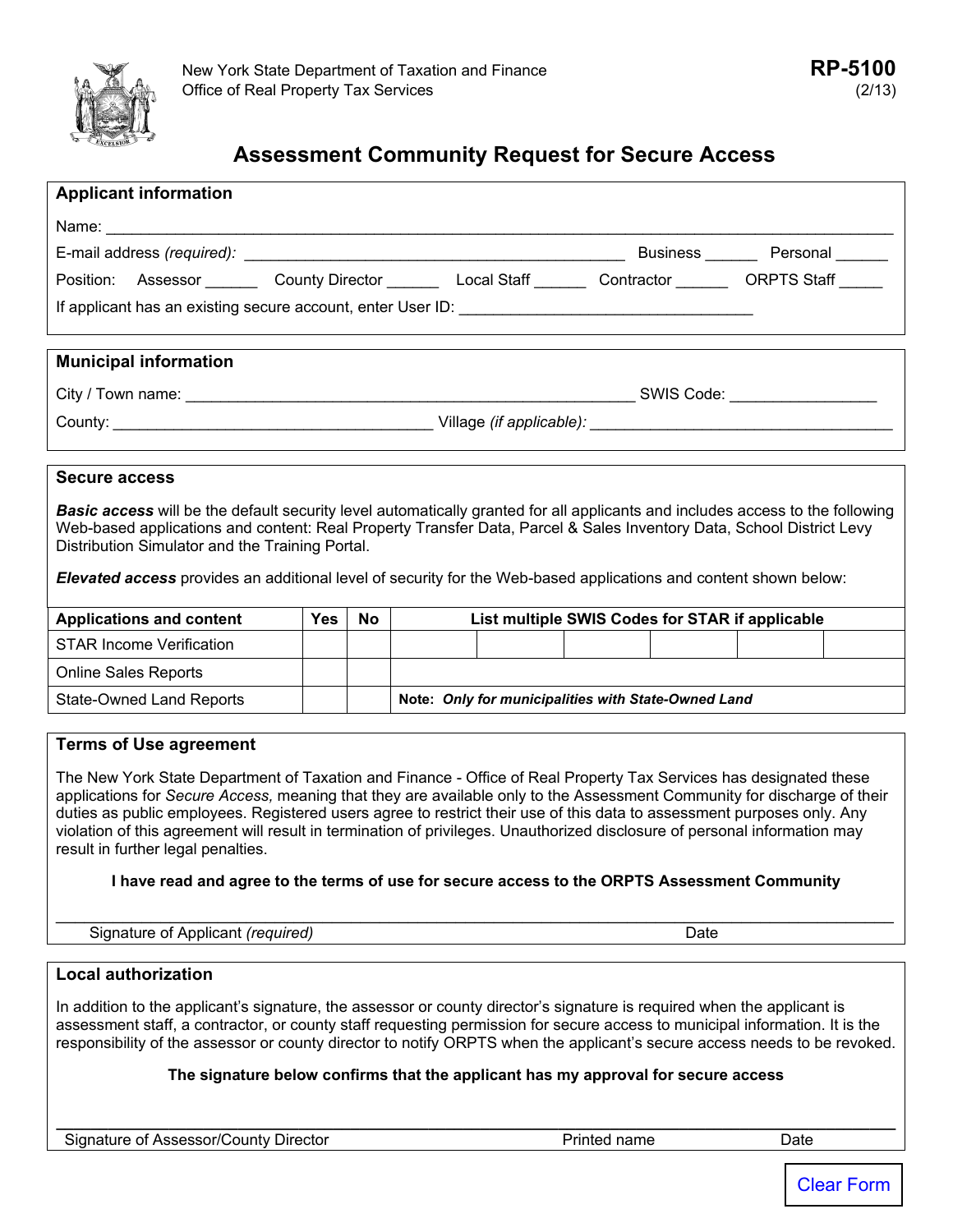New York State Department of Taxation and Finance
Office of Real Property Tax Services

**RP-5100**
(2/13)

# Assessment Community Request for Secure Access

## Applicant information

Name: ______________________________________________________________________________

E-mail address *(required)*: ___________________________________________ Business ______ Personal ______

Position: Assessor ______ County Director ______ Local Staff ______ Contractor ______ ORPTS Staff _____

If applicant has an existing secure account, enter User ID: __________________________________

## Municipal information

City / Town name: ___________________________________________________ SWIS Code: _________________

County: _____________________________________ Village *(if applicable)*: ___________________________________

## Secure access

***Basic access*** will be the default security level automatically granted for all applicants and includes access to the following Web-based applications and content: Real Property Transfer Data, Parcel & Sales Inventory Data, School District Levy Distribution Simulator and the Training Portal.

***Elevated access*** provides an additional level of security for the Web-based applications and content shown below:

| Applications and content | Yes | No | List multiple SWIS Codes for STAR if applicable | | | | | |
|---|---|---|---|---|---|---|---|---|
| STAR Income Verification | | | | | | | | |
| Online Sales Reports | | | | | | | | |
| State-Owned Land Reports | | | **Note:** ***Only for municipalities with State-Owned Land*** | | | | | |

## Terms of Use agreement

The New York State Department of Taxation and Finance - Office of Real Property Tax Services has designated these applications for *Secure Access,* meaning that they are available only to the Assessment Community for discharge of their duties as public employees. Registered users agree to restrict their use of this data to assessment purposes only. Any violation of this agreement will result in termination of privileges. Unauthorized disclosure of personal information may result in further legal penalties.

**I have read and agree to the terms of use for secure access to the ORPTS Assessment Community**

______________________________________________________________________________

Signature of Applicant *(required)* Date

## Local authorization

In addition to the applicant's signature, the assessor or county director's signature is required when the applicant is assessment staff, a contractor, or county staff requesting permission for secure access to municipal information. It is the responsibility of the assessor or county director to notify ORPTS when the applicant's secure access needs to be revoked.

**The signature below confirms that the applicant has my approval for secure access**

______________________________________________________________________________

Signature of Assessor/County Director Printed name Date

Clear Form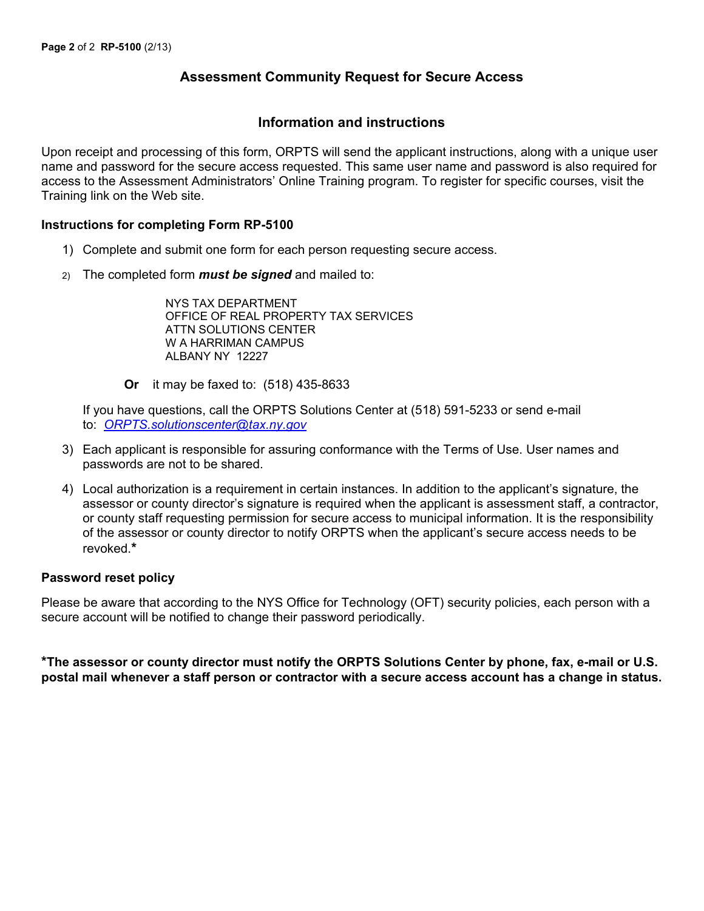## Assessment Community Request for Secure Access

### Information and instructions

Upon receipt and processing of this form, ORPTS will send the applicant instructions, along with a unique user name and password for the secure access requested. This same user name and password is also required for access to the Assessment Administrators' Online Training program. To register for specific courses, visit the Training link on the Web site.

**Instructions for completing Form RP-5100**

1) Complete and submit one form for each person requesting secure access.
2) The completed form ***must be signed*** and mailed to:

   NYS TAX DEPARTMENT
   OFFICE OF REAL PROPERTY TAX SERVICES
   ATTN SOLUTIONS CENTER
   W A HARRIMAN CAMPUS
   ALBANY NY 12227

   **Or** it may be faxed to: (518) 435-8633

   If you have questions, call the ORPTS Solutions Center at (518) 591-5233 or send e-mail to: *ORPTS.solutionscenter@tax.ny.gov*

3) Each applicant is responsible for assuring conformance with the Terms of Use. User names and passwords are not to be shared.
4) Local authorization is a requirement in certain instances. In addition to the applicant's signature, the assessor or county director's signature is required when the applicant is assessment staff, a contractor, or county staff requesting permission for secure access to municipal information. It is the responsibility of the assessor or county director to notify ORPTS when the applicant's secure access needs to be revoked.*

**Password reset policy**

Please be aware that according to the NYS Office for Technology (OFT) security policies, each person with a secure account will be notified to change their password periodically.

**\*The assessor or county director must notify the ORPTS Solutions Center by phone, fax, e-mail or U.S. postal mail whenever a staff person or contractor with a secure access account has a change in status.**